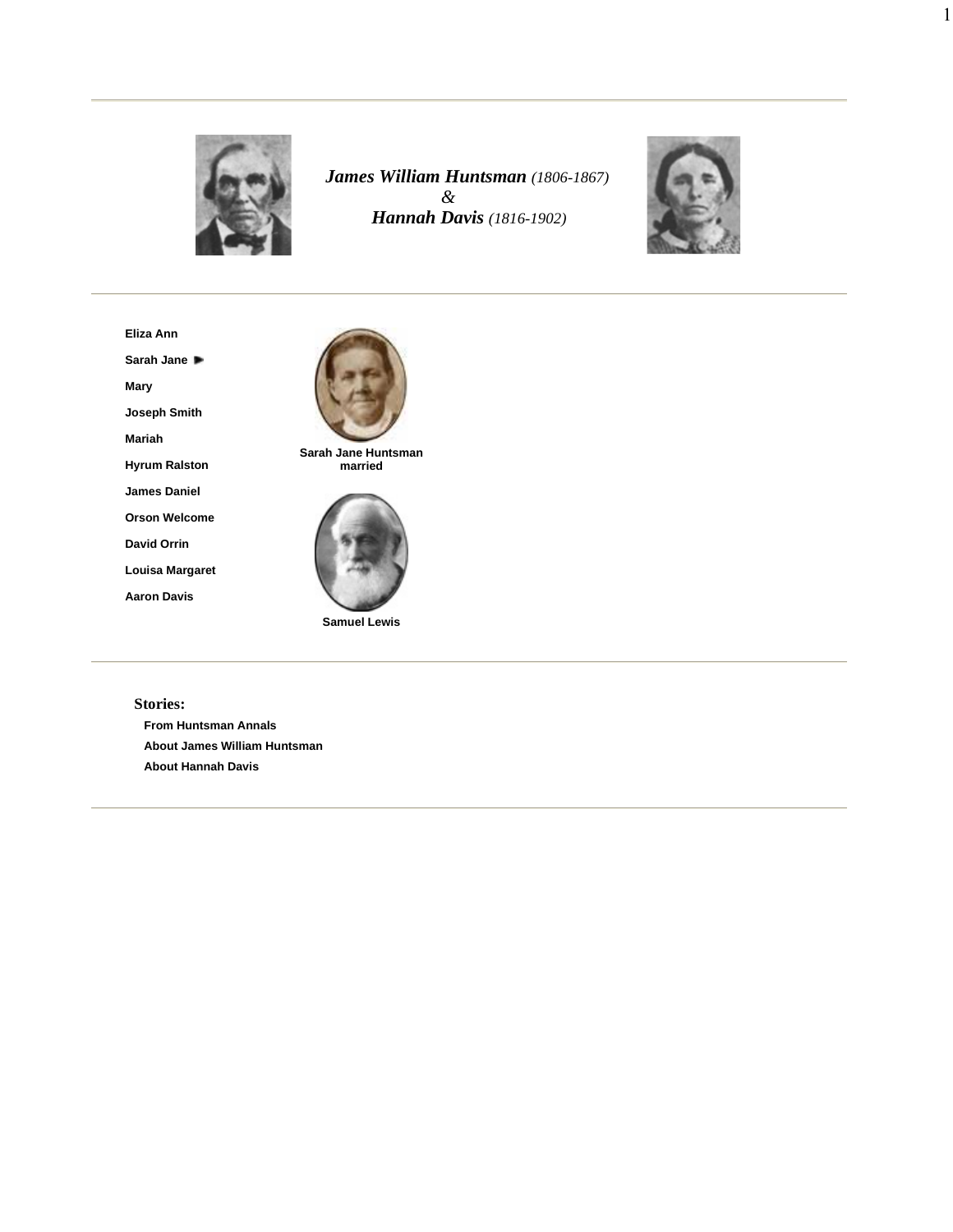***James William Huntsman** (1806-1867)*
*&*
***Hannah Davis** (1816-1902)*

**Eliza Ann**

**Sarah Jane** ►

**Mary**

**Joseph Smith**

**Mariah**

**Hyrum Ralston**

**James Daniel**

**Orson Welcome**

**David Orrin**

**Louisa Margaret**

**Aaron Davis**

**Sarah Jane Huntsman**
**married**

**Samuel Lewis**

**Stories:**

**From Huntsman Annals**

**About James William Huntsman**

**About Hannah Davis**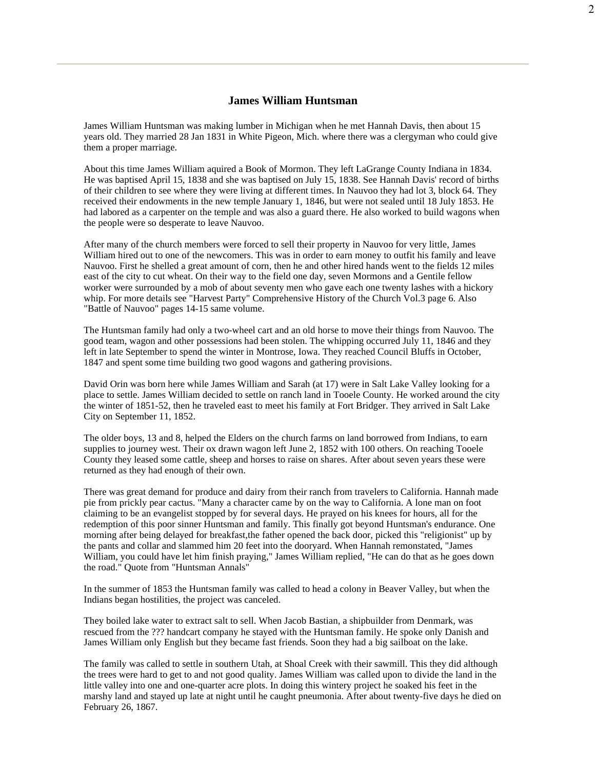## James William Huntsman

James William Huntsman was making lumber in Michigan when he met Hannah Davis, then about 15 years old. They married 28 Jan 1831 in White Pigeon, Mich. where there was a clergyman who could give them a proper marriage.

About this time James William aquired a Book of Mormon. They left LaGrange County Indiana in 1834. He was baptised April 15, 1838 and she was baptised on July 15, 1838. See Hannah Davis' record of births of their children to see where they were living at different times. In Nauvoo they had lot 3, block 64. They received their endowments in the new temple January 1, 1846, but were not sealed until 18 July 1853. He had labored as a carpenter on the temple and was also a guard there. He also worked to build wagons when the people were so desperate to leave Nauvoo.

After many of the church members were forced to sell their property in Nauvoo for very little, James William hired out to one of the newcomers. This was in order to earn money to outfit his family and leave Nauvoo. First he shelled a great amount of corn, then he and other hired hands went to the fields 12 miles east of the city to cut wheat. On their way to the field one day, seven Mormons and a Gentile fellow worker were surrounded by a mob of about seventy men who gave each one twenty lashes with a hickory whip. For more details see "Harvest Party" Comprehensive History of the Church Vol.3 page 6. Also "Battle of Nauvoo" pages 14-15 same volume.

The Huntsman family had only a two-wheel cart and an old horse to move their things from Nauvoo. The good team, wagon and other possessions had been stolen. The whipping occurred July 11, 1846 and they left in late September to spend the winter in Montrose, Iowa. They reached Council Bluffs in October, 1847 and spent some time building two good wagons and gathering provisions.

David Orin was born here while James William and Sarah (at 17) were in Salt Lake Valley looking for a place to settle. James William decided to settle on ranch land in Tooele County. He worked around the city the winter of 1851-52, then he traveled east to meet his family at Fort Bridger. They arrived in Salt Lake City on September 11, 1852.

The older boys, 13 and 8, helped the Elders on the church farms on land borrowed from Indians, to earn supplies to journey west. Their ox drawn wagon left June 2, 1852 with 100 others. On reaching Tooele County they leased some cattle, sheep and horses to raise on shares. After about seven years these were returned as they had enough of their own.

There was great demand for produce and dairy from their ranch from travelers to California. Hannah made pie from prickly pear cactus. "Many a character came by on the way to California. A lone man on foot claiming to be an evangelist stopped by for several days. He prayed on his knees for hours, all for the redemption of this poor sinner Huntsman and family. This finally got beyond Huntsman's endurance. One morning after being delayed for breakfast,the father opened the back door, picked this "religionist" up by the pants and collar and slammed him 20 feet into the dooryard. When Hannah remonstated, "James William, you could have let him finish praying," James William replied, "He can do that as he goes down the road." Quote from "Huntsman Annals"

In the summer of 1853 the Huntsman family was called to head a colony in Beaver Valley, but when the Indians began hostilities, the project was canceled.

They boiled lake water to extract salt to sell. When Jacob Bastian, a shipbuilder from Denmark, was rescued from the ??? handcart company he stayed with the Huntsman family. He spoke only Danish and James William only English but they became fast friends. Soon they had a big sailboat on the lake.

The family was called to settle in southern Utah, at Shoal Creek with their sawmill. This they did although the trees were hard to get to and not good quality. James William was called upon to divide the land in the little valley into one and one-quarter acre plots. In doing this wintery project he soaked his feet in the marshy land and stayed up late at night until he caught pneumonia. After about twenty-five days he died on February 26, 1867.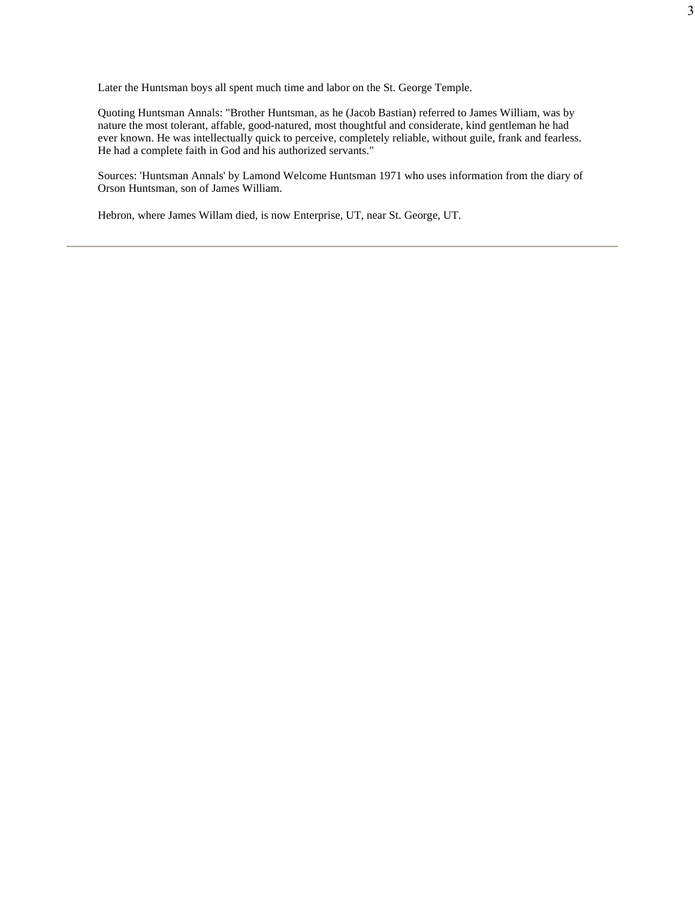Later the Huntsman boys all spent much time and labor on the St. George Temple.

Quoting Huntsman Annals: "Brother Huntsman, as he (Jacob Bastian) referred to James William, was by nature the most tolerant, affable, good-natured, most thoughtful and considerate, kind gentleman he had ever known. He was intellectually quick to perceive, completely reliable, without guile, frank and fearless. He had a complete faith in God and his authorized servants."

Sources: 'Huntsman Annals' by Lamond Welcome Huntsman 1971 who uses information from the diary of Orson Huntsman, son of James William.

Hebron, where James Willam died, is now Enterprise, UT, near St. George, UT.

---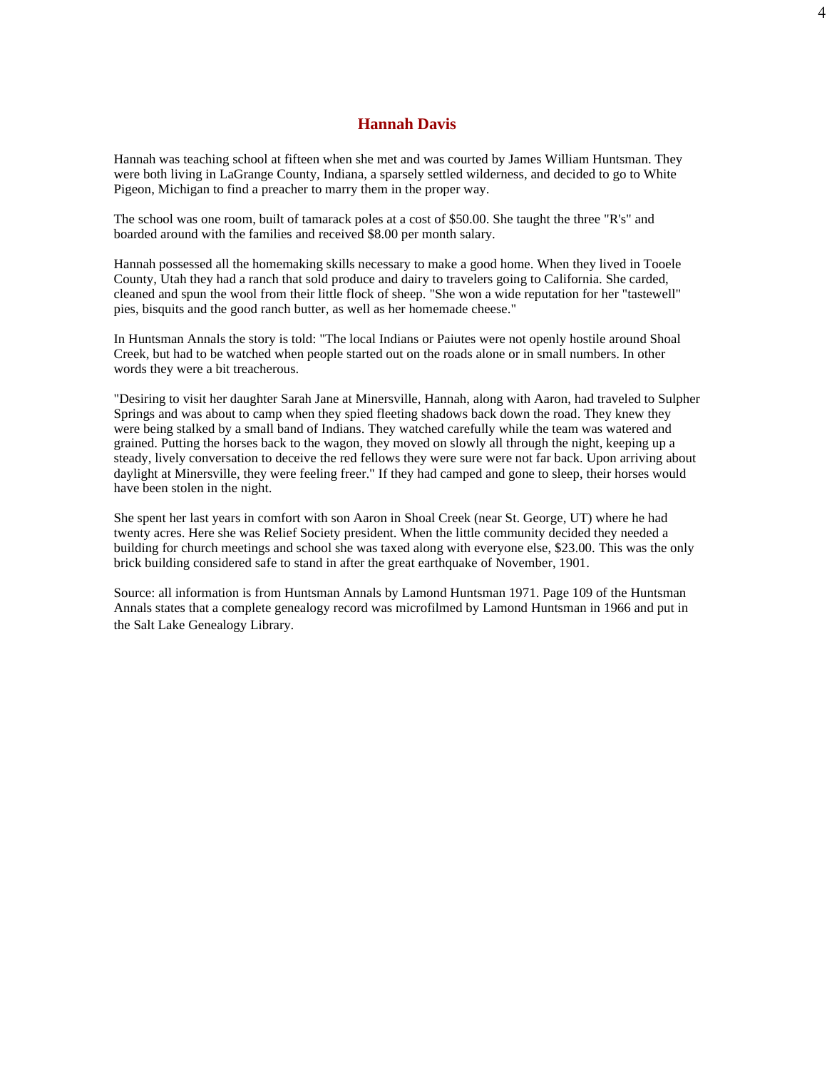## Hannah Davis

Hannah was teaching school at fifteen when she met and was courted by James William Huntsman. They were both living in LaGrange County, Indiana, a sparsely settled wilderness, and decided to go to White Pigeon, Michigan to find a preacher to marry them in the proper way.

The school was one room, built of tamarack poles at a cost of $50.00. She taught the three "R's" and boarded around with the families and received $8.00 per month salary.

Hannah possessed all the homemaking skills necessary to make a good home. When they lived in Tooele County, Utah they had a ranch that sold produce and dairy to travelers going to California. She carded, cleaned and spun the wool from their little flock of sheep. "She won a wide reputation for her "tastewell" pies, bisquits and the good ranch butter, as well as her homemade cheese."

In Huntsman Annals the story is told: "The local Indians or Paiutes were not openly hostile around Shoal Creek, but had to be watched when people started out on the roads alone or in small numbers. In other words they were a bit treacherous.

"Desiring to visit her daughter Sarah Jane at Minersville, Hannah, along with Aaron, had traveled to Sulpher Springs and was about to camp when they spied fleeting shadows back down the road. They knew they were being stalked by a small band of Indians. They watched carefully while the team was watered and grained. Putting the horses back to the wagon, they moved on slowly all through the night, keeping up a steady, lively conversation to deceive the red fellows they were sure were not far back. Upon arriving about daylight at Minersville, they were feeling freer." If they had camped and gone to sleep, their horses would have been stolen in the night.

She spent her last years in comfort with son Aaron in Shoal Creek (near St. George, UT) where he had twenty acres. Here she was Relief Society president. When the little community decided they needed a building for church meetings and school she was taxed along with everyone else, $23.00. This was the only brick building considered safe to stand in after the great earthquake of November, 1901.

Source: all information is from Huntsman Annals by Lamond Huntsman 1971. Page 109 of the Huntsman Annals states that a complete genealogy record was microfilmed by Lamond Huntsman in 1966 and put in the Salt Lake Genealogy Library.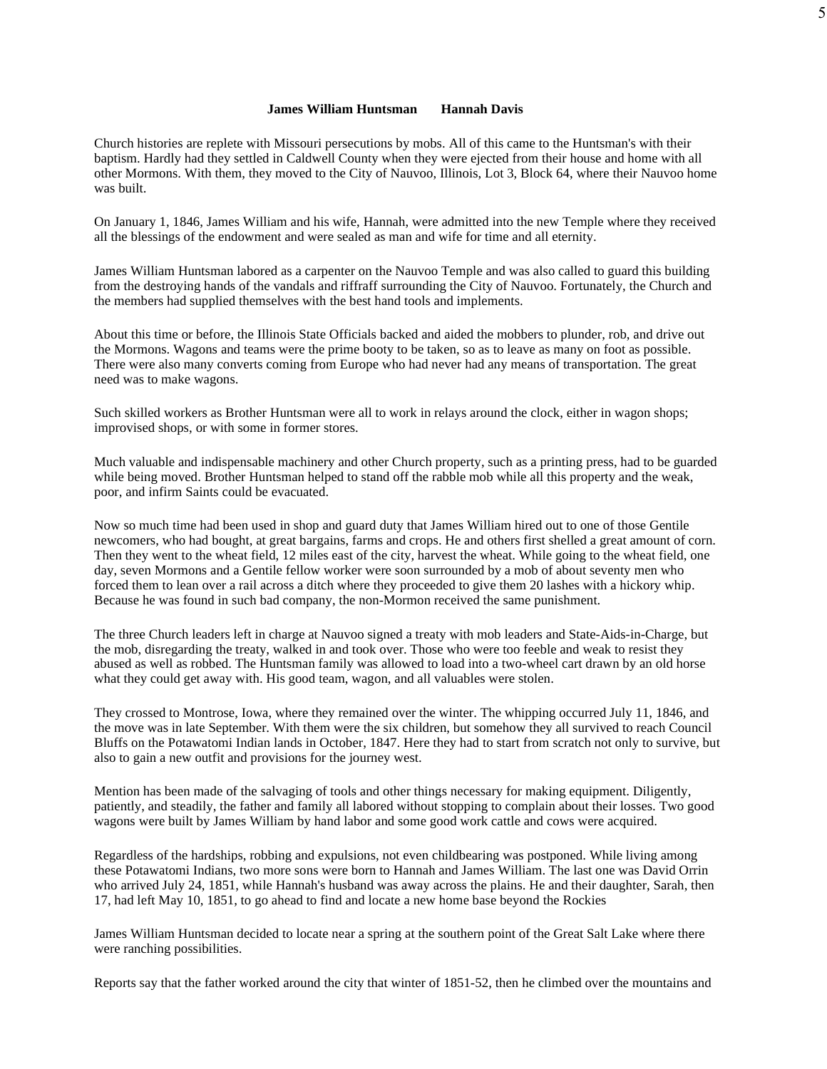**James William Huntsman      Hannah Davis**

Church histories are replete with Missouri persecutions by mobs. All of this came to the Huntsman's with their baptism. Hardly had they settled in Caldwell County when they were ejected from their house and home with all other Mormons. With them, they moved to the City of Nauvoo, Illinois, Lot 3, Block 64, where their Nauvoo home was built.

On January 1, 1846, James William and his wife, Hannah, were admitted into the new Temple where they received all the blessings of the endowment and were sealed as man and wife for time and all eternity.

James William Huntsman labored as a carpenter on the Nauvoo Temple and was also called to guard this building from the destroying hands of the vandals and riffraff surrounding the City of Nauvoo. Fortunately, the Church and the members had supplied themselves with the best hand tools and implements.

About this time or before, the Illinois State Officials backed and aided the mobbers to plunder, rob, and drive out the Mormons. Wagons and teams were the prime booty to be taken, so as to leave as many on foot as possible. There were also many converts coming from Europe who had never had any means of transportation. The great need was to make wagons.

Such skilled workers as Brother Huntsman were all to work in relays around the clock, either in wagon shops; improvised shops, or with some in former stores.

Much valuable and indispensable machinery and other Church property, such as a printing press, had to be guarded while being moved. Brother Huntsman helped to stand off the rabble mob while all this property and the weak, poor, and infirm Saints could be evacuated.

Now so much time had been used in shop and guard duty that James William hired out to one of those Gentile newcomers, who had bought, at great bargains, farms and crops. He and others first shelled a great amount of corn. Then they went to the wheat field, 12 miles east of the city, harvest the wheat. While going to the wheat field, one day, seven Mormons and a Gentile fellow worker were soon surrounded by a mob of about seventy men who forced them to lean over a rail across a ditch where they proceeded to give them 20 lashes with a hickory whip. Because he was found in such bad company, the non-Mormon received the same punishment.

The three Church leaders left in charge at Nauvoo signed a treaty with mob leaders and State-Aids-in-Charge, but the mob, disregarding the treaty, walked in and took over. Those who were too feeble and weak to resist they abused as well as robbed. The Huntsman family was allowed to load into a two-wheel cart drawn by an old horse what they could get away with. His good team, wagon, and all valuables were stolen.

They crossed to Montrose, Iowa, where they remained over the winter. The whipping occurred July 11, 1846, and the move was in late September. With them were the six children, but somehow they all survived to reach Council Bluffs on the Potawatomi Indian lands in October, 1847. Here they had to start from scratch not only to survive, but also to gain a new outfit and provisions for the journey west.

Mention has been made of the salvaging of tools and other things necessary for making equipment. Diligently, patiently, and steadily, the father and family all labored without stopping to complain about their losses. Two good wagons were built by James William by hand labor and some good work cattle and cows were acquired.

Regardless of the hardships, robbing and expulsions, not even childbearing was postponed. While living among these Potawatomi Indians, two more sons were born to Hannah and James William. The last one was David Orrin who arrived July 24, 1851, while Hannah's husband was away across the plains. He and their daughter, Sarah, then 17, had left May 10, 1851, to go ahead to find and locate a new home base beyond the Rockies

James William Huntsman decided to locate near a spring at the southern point of the Great Salt Lake where there were ranching possibilities.

Reports say that the father worked around the city that winter of 1851-52, then he climbed over the mountains and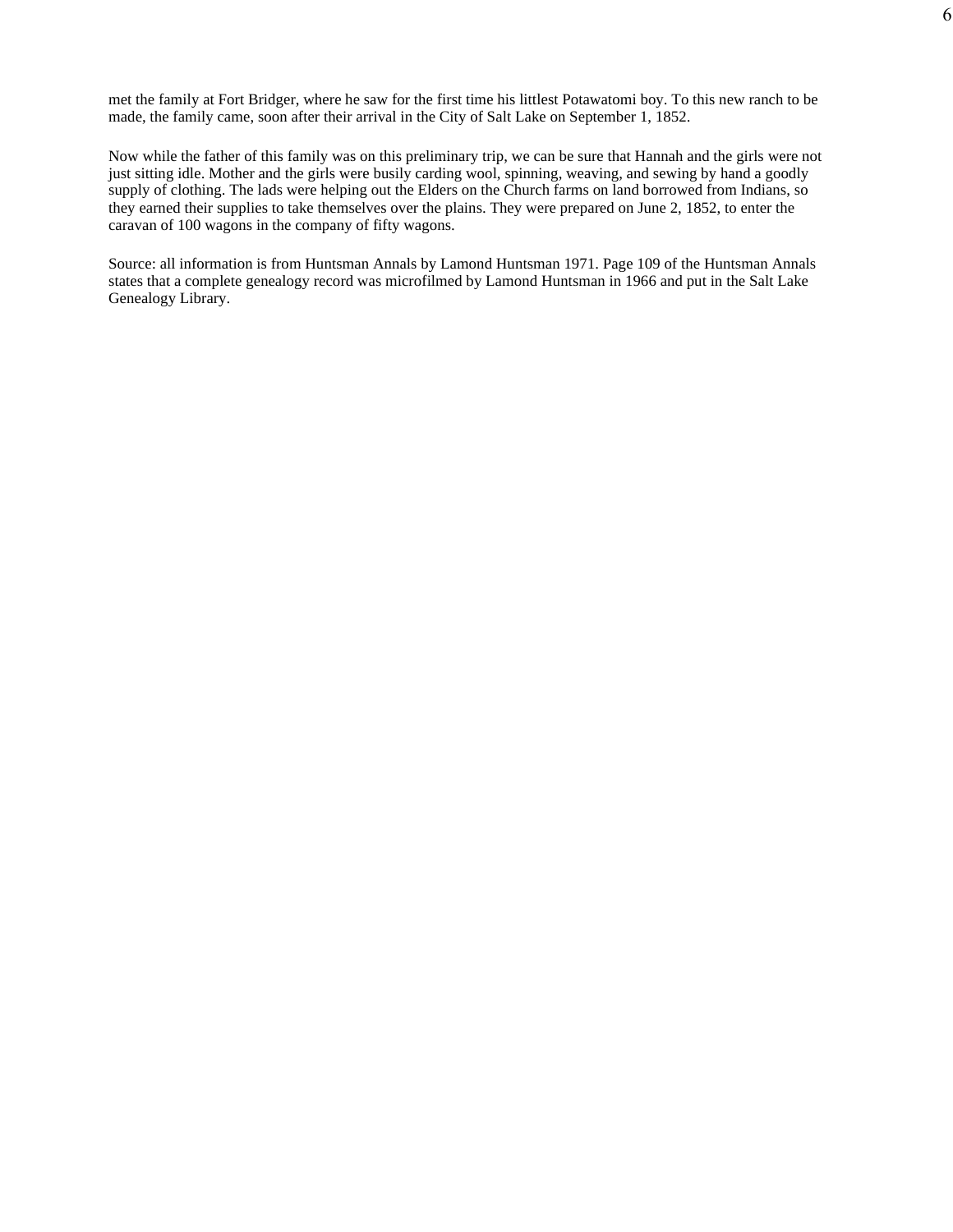met the family at Fort Bridger, where he saw for the first time his littlest Potawatomi boy. To this new ranch to be made, the family came, soon after their arrival in the City of Salt Lake on September 1, 1852.

Now while the father of this family was on this preliminary trip, we can be sure that Hannah and the girls were not just sitting idle. Mother and the girls were busily carding wool, spinning, weaving, and sewing by hand a goodly supply of clothing. The lads were helping out the Elders on the Church farms on land borrowed from Indians, so they earned their supplies to take themselves over the plains. They were prepared on June 2, 1852, to enter the caravan of 100 wagons in the company of fifty wagons.

Source: all information is from Huntsman Annals by Lamond Huntsman 1971. Page 109 of the Huntsman Annals states that a complete genealogy record was microfilmed by Lamond Huntsman in 1966 and put in the Salt Lake Genealogy Library.